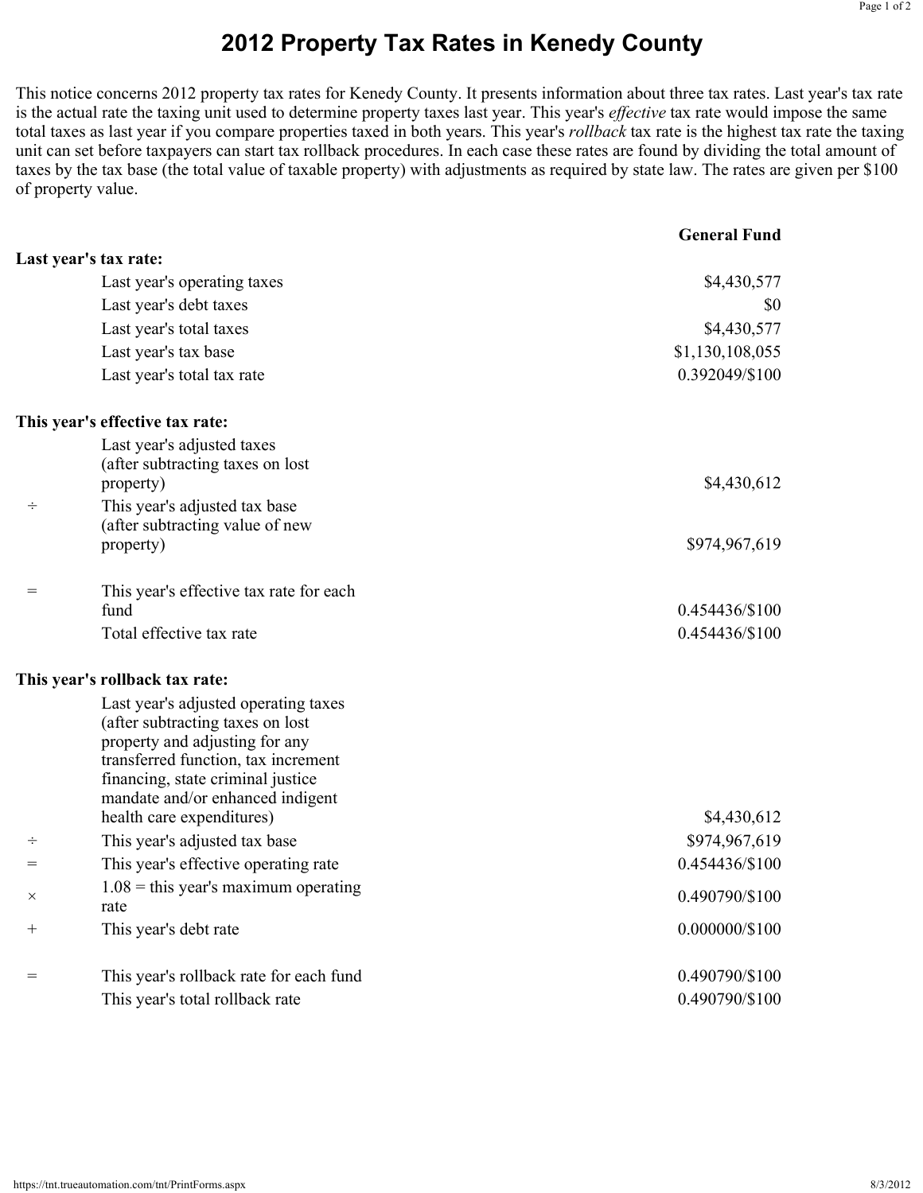# 2012 Property Tax Rates in Kenedy County

This notice concerns 2012 property tax rates for Kenedy County. It presents information about three tax rates. Last year's tax rate is the actual rate the taxing unit used to determine property taxes last year. This year's *effective* tax rate would impose the same total taxes as last year if you compare properties taxed in both years. This year's *rollback* tax rate is the highest tax rate the taxing unit can set before taxpayers can start tax rollback procedures. In each case these rates are found by dividing the total amount of taxes by the tax base (the total value of taxable property) with adjustments as required by state law. The rates are given per $100 of property value.

| | | General Fund |
|---|---|---|
| **Last year's tax rate:** | | |
| | Last year's operating taxes | $4,430,577 |
| | Last year's debt taxes | $0 |
| | Last year's total taxes | $4,430,577 |
| | Last year's tax base | $1,130,108,055 |
| | Last year's total tax rate | 0.392049/$100 |
| **This year's effective tax rate:** | | |
| | Last year's adjusted taxes (after subtracting taxes on lost property) | $4,430,612 |
| ÷ | This year's adjusted tax base (after subtracting value of new property) | $974,967,619 |
| = | This year's effective tax rate for each fund | 0.454436/$100 |
| | Total effective tax rate | 0.454436/$100 |
| **This year's rollback tax rate:** | | |
| | Last year's adjusted operating taxes (after subtracting taxes on lost property and adjusting for any transferred function, tax increment financing, state criminal justice mandate and/or enhanced indigent health care expenditures) | $4,430,612 |
| ÷ | This year's adjusted tax base | $974,967,619 |
| = | This year's effective operating rate | 0.454436/$100 |
| × | 1.08 = this year's maximum operating rate | 0.490790/$100 |
| + | This year's debt rate | 0.000000/$100 |
| = | This year's rollback rate for each fund | 0.490790/$100 |
| | This year's total rollback rate | 0.490790/$100 |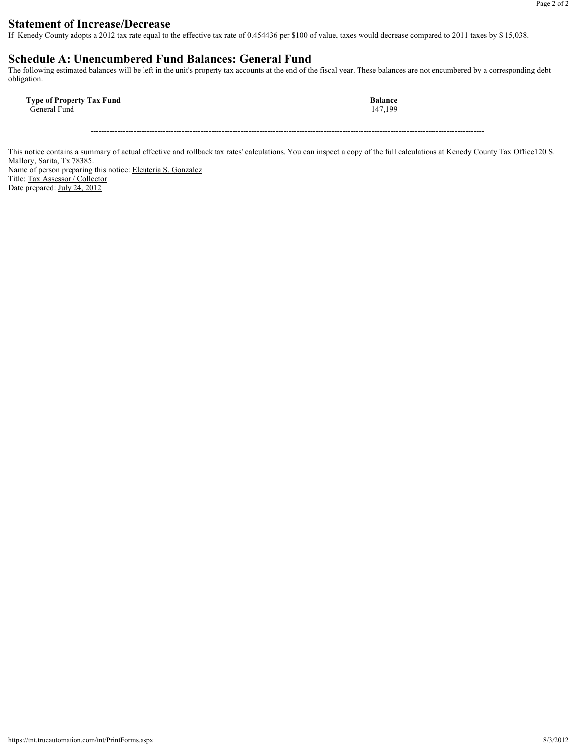## Statement of Increase/Decrease

If Kenedy County adopts a 2012 tax rate equal to the effective tax rate of 0.454436 per $100 of value, taxes would decrease compared to 2011 taxes by $ 15,038.

## Schedule A: Unencumbered Fund Balances: General Fund

The following estimated balances will be left in the unit's property tax accounts at the end of the fiscal year. These balances are not encumbered by a corresponding debt obligation.

| Type of Property Tax Fund | Balance |
|---|---|
| General Fund | 147,199 |

---

This notice contains a summary of actual effective and rollback tax rates' calculations. You can inspect a copy of the full calculations at Kenedy County Tax Office120 S. Mallory, Sarita, Tx 78385.

Name of person preparing this notice: Eleuteria S. Gonzalez

Title: Tax Assessor / Collector

Date prepared: July 24, 2012